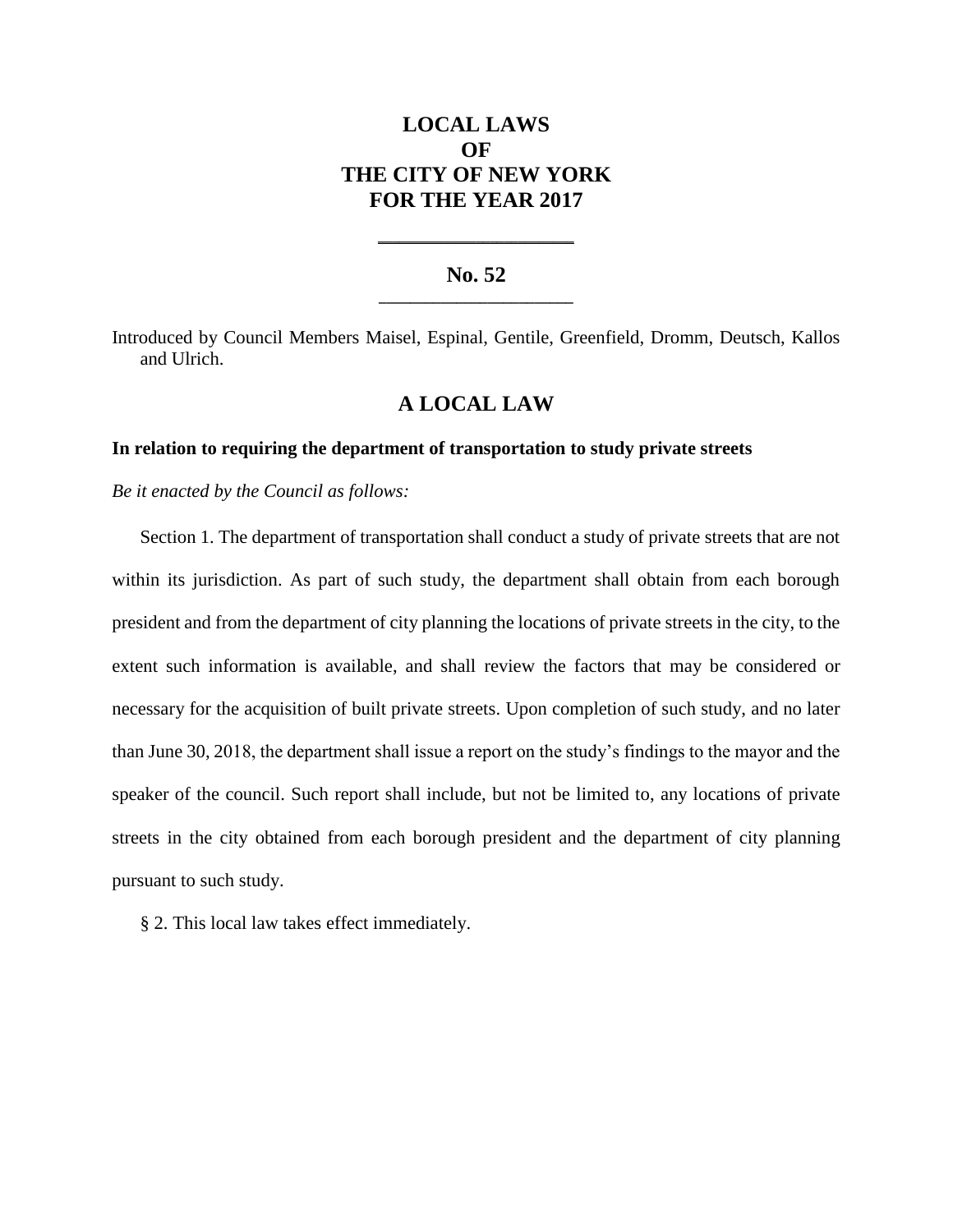# LOCAL LAWS
# OF
# THE CITY OF NEW YORK
# FOR THE YEAR 2017

---

## No. 52

---

Introduced by Council Members Maisel, Espinal, Gentile, Greenfield, Dromm, Deutsch, Kallos and Ulrich.

## A LOCAL LAW

**In relation to requiring the department of transportation to study private streets**

*Be it enacted by the Council as follows:*

Section 1. The department of transportation shall conduct a study of private streets that are not within its jurisdiction. As part of such study, the department shall obtain from each borough president and from the department of city planning the locations of private streets in the city, to the extent such information is available, and shall review the factors that may be considered or necessary for the acquisition of built private streets. Upon completion of such study, and no later than June 30, 2018, the department shall issue a report on the study's findings to the mayor and the speaker of the council. Such report shall include, but not be limited to, any locations of private streets in the city obtained from each borough president and the department of city planning pursuant to such study.

§ 2. This local law takes effect immediately.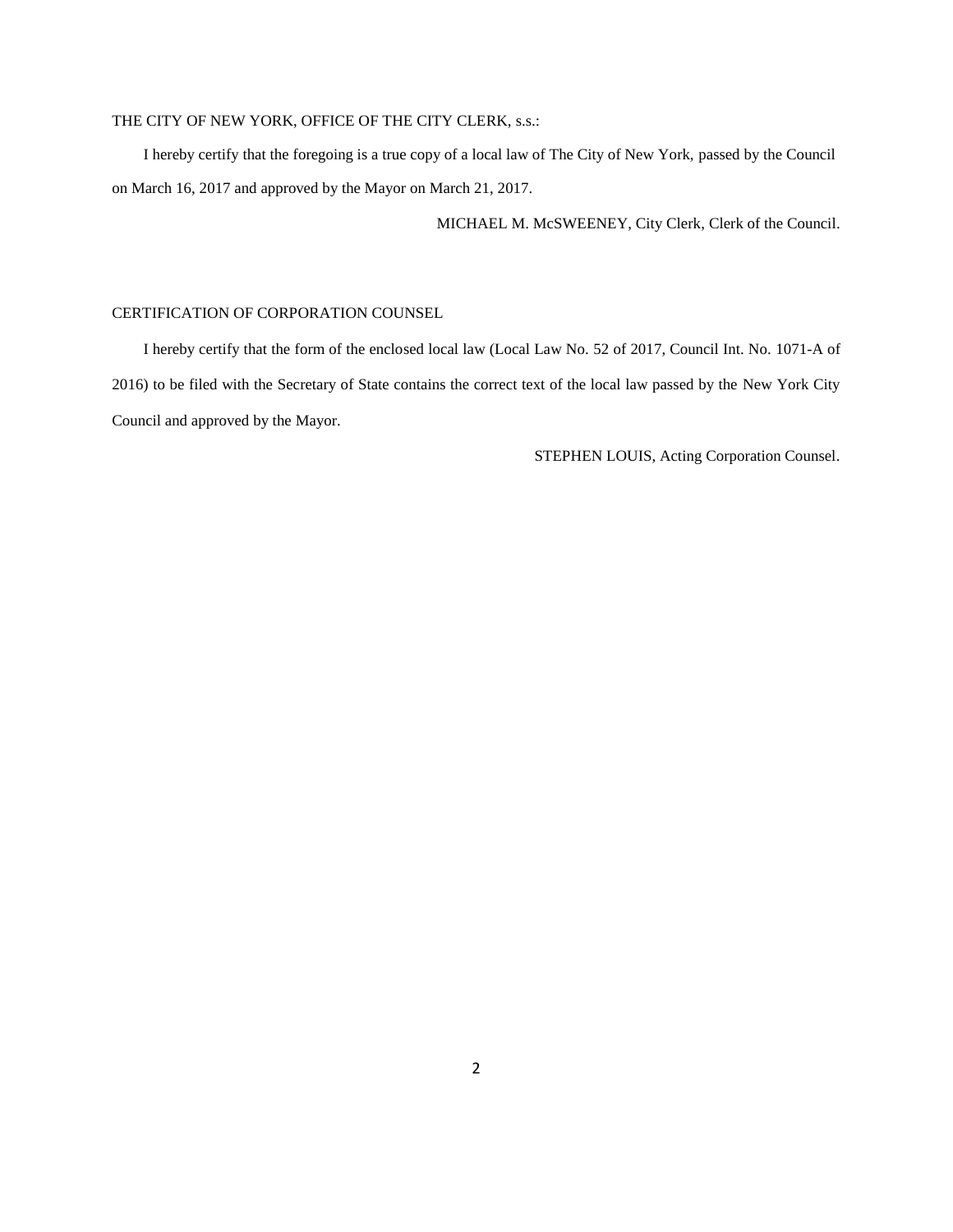THE CITY OF NEW YORK, OFFICE OF THE CITY CLERK, s.s.:

I hereby certify that the foregoing is a true copy of a local law of The City of New York, passed by the Council on March 16, 2017 and approved by the Mayor on March 21, 2017.

MICHAEL M. McSWEENEY, City Clerk, Clerk of the Council.

CERTIFICATION OF CORPORATION COUNSEL

I hereby certify that the form of the enclosed local law (Local Law No. 52 of 2017, Council Int. No. 1071-A of 2016) to be filed with the Secretary of State contains the correct text of the local law passed by the New York City Council and approved by the Mayor.

STEPHEN LOUIS, Acting Corporation Counsel.